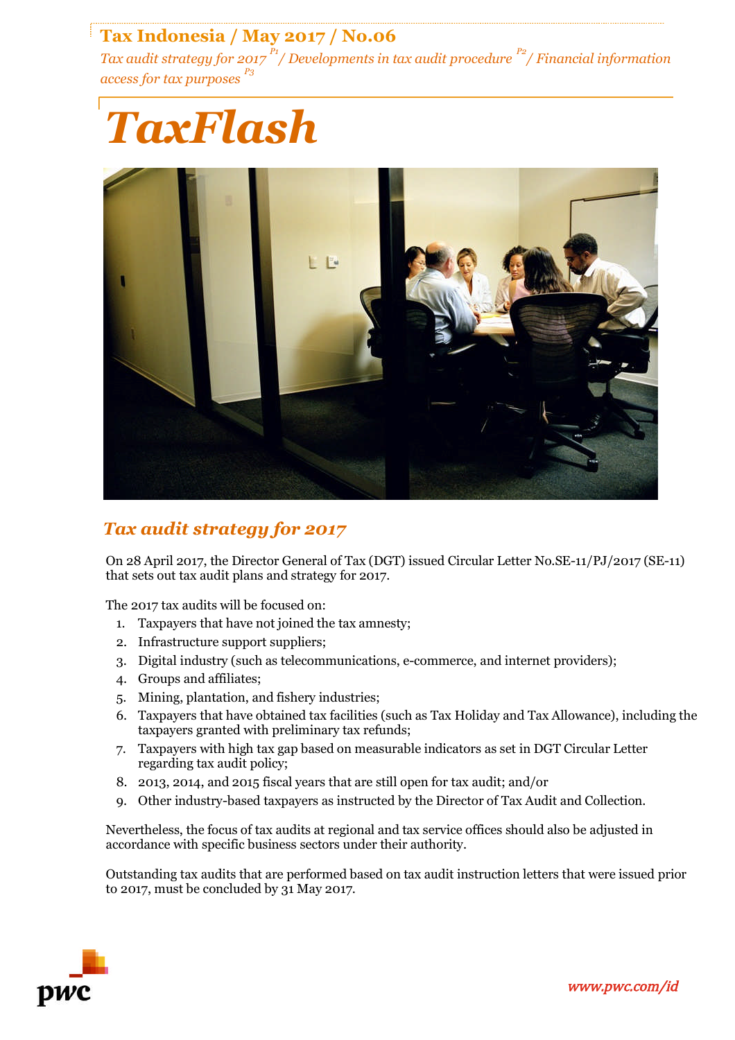**Tax Indonesia / May 2017 / No.06**

*Tax audit strategy for 2017* [P1] */ Developments in tax audit procedure* [P2] */ Financial information access for tax purposes* [P3]

# *TaxFlash*

## *Tax audit strategy for 2017*

On 28 April 2017, the Director General of Tax (DGT) issued Circular Letter No.SE-11/PJ/2017 (SE-11) that sets out tax audit plans and strategy for 2017.

The 2017 tax audits will be focused on:

1. Taxpayers that have not joined the tax amnesty;
2. Infrastructure support suppliers;
3. Digital industry (such as telecommunications, e-commerce, and internet providers);
4. Groups and affiliates;
5. Mining, plantation, and fishery industries;
6. Taxpayers that have obtained tax facilities (such as Tax Holiday and Tax Allowance), including the taxpayers granted with preliminary tax refunds;
7. Taxpayers with high tax gap based on measurable indicators as set in DGT Circular Letter regarding tax audit policy;
8. 2013, 2014, and 2015 fiscal years that are still open for tax audit; and/or
9. Other industry-based taxpayers as instructed by the Director of Tax Audit and Collection.

Nevertheless, the focus of tax audits at regional and tax service offices should also be adjusted in accordance with specific business sectors under their authority.

Outstanding tax audits that are performed based on tax audit instruction letters that were issued prior to 2017, must be concluded by 31 May 2017.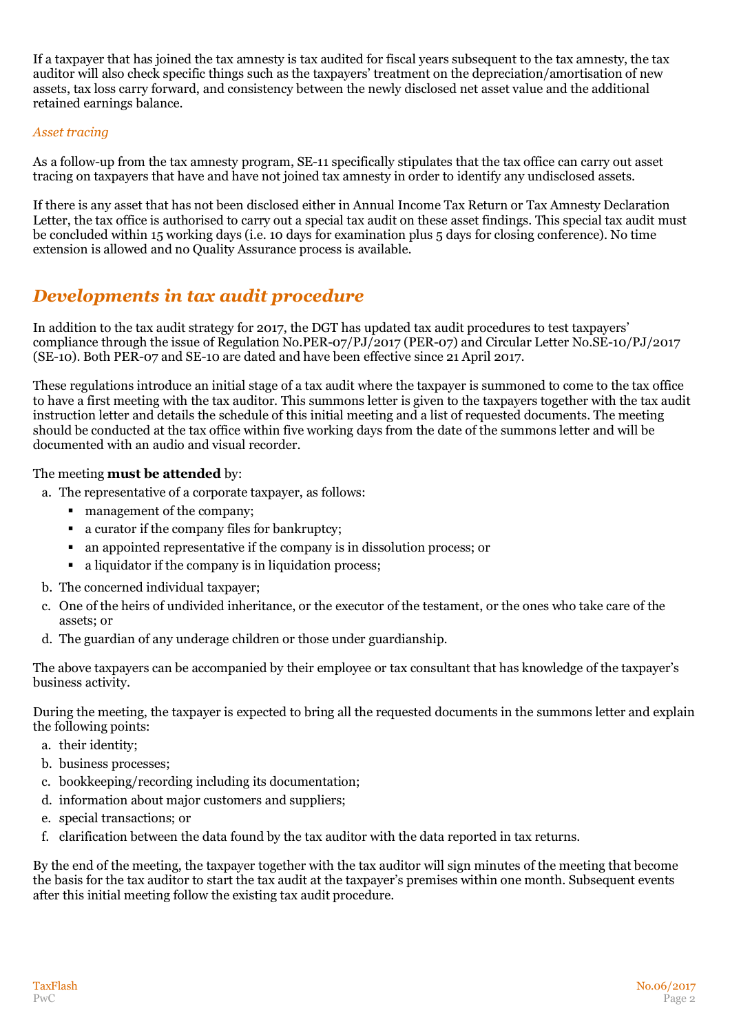If a taxpayer that has joined the tax amnesty is tax audited for fiscal years subsequent to the tax amnesty, the tax auditor will also check specific things such as the taxpayers' treatment on the depreciation/amortisation of new assets, tax loss carry forward, and consistency between the newly disclosed net asset value and the additional retained earnings balance.

*Asset tracing*

As a follow-up from the tax amnesty program, SE-11 specifically stipulates that the tax office can carry out asset tracing on taxpayers that have and have not joined tax amnesty in order to identify any undisclosed assets.

If there is any asset that has not been disclosed either in Annual Income Tax Return or Tax Amnesty Declaration Letter, the tax office is authorised to carry out a special tax audit on these asset findings. This special tax audit must be concluded within 15 working days (i.e. 10 days for examination plus 5 days for closing conference). No time extension is allowed and no Quality Assurance process is available.

## *Developments in tax audit procedure*

In addition to the tax audit strategy for 2017, the DGT has updated tax audit procedures to test taxpayers' compliance through the issue of Regulation No.PER-07/PJ/2017 (PER-07) and Circular Letter No.SE-10/PJ/2017 (SE-10). Both PER-07 and SE-10 are dated and have been effective since 21 April 2017.

These regulations introduce an initial stage of a tax audit where the taxpayer is summoned to come to the tax office to have a first meeting with the tax auditor. This summons letter is given to the taxpayers together with the tax audit instruction letter and details the schedule of this initial meeting and a list of requested documents. The meeting should be conducted at the tax office within five working days from the date of the summons letter and will be documented with an audio and visual recorder.

The meeting **must be attended** by:

a. The representative of a corporate taxpayer, as follows:
    - management of the company;
    - a curator if the company files for bankruptcy;
    - an appointed representative if the company is in dissolution process; or
    - a liquidator if the company is in liquidation process;
b. The concerned individual taxpayer;
c. One of the heirs of undivided inheritance, or the executor of the testament, or the ones who take care of the assets; or
d. The guardian of any underage children or those under guardianship.

The above taxpayers can be accompanied by their employee or tax consultant that has knowledge of the taxpayer's business activity.

During the meeting, the taxpayer is expected to bring all the requested documents in the summons letter and explain the following points:

a. their identity;
b. business processes;
c. bookkeeping/recording including its documentation;
d. information about major customers and suppliers;
e. special transactions; or
f. clarification between the data found by the tax auditor with the data reported in tax returns.

By the end of the meeting, the taxpayer together with the tax auditor will sign minutes of the meeting that become the basis for the tax auditor to start the tax audit at the taxpayer's premises within one month. Subsequent events after this initial meeting follow the existing tax audit procedure.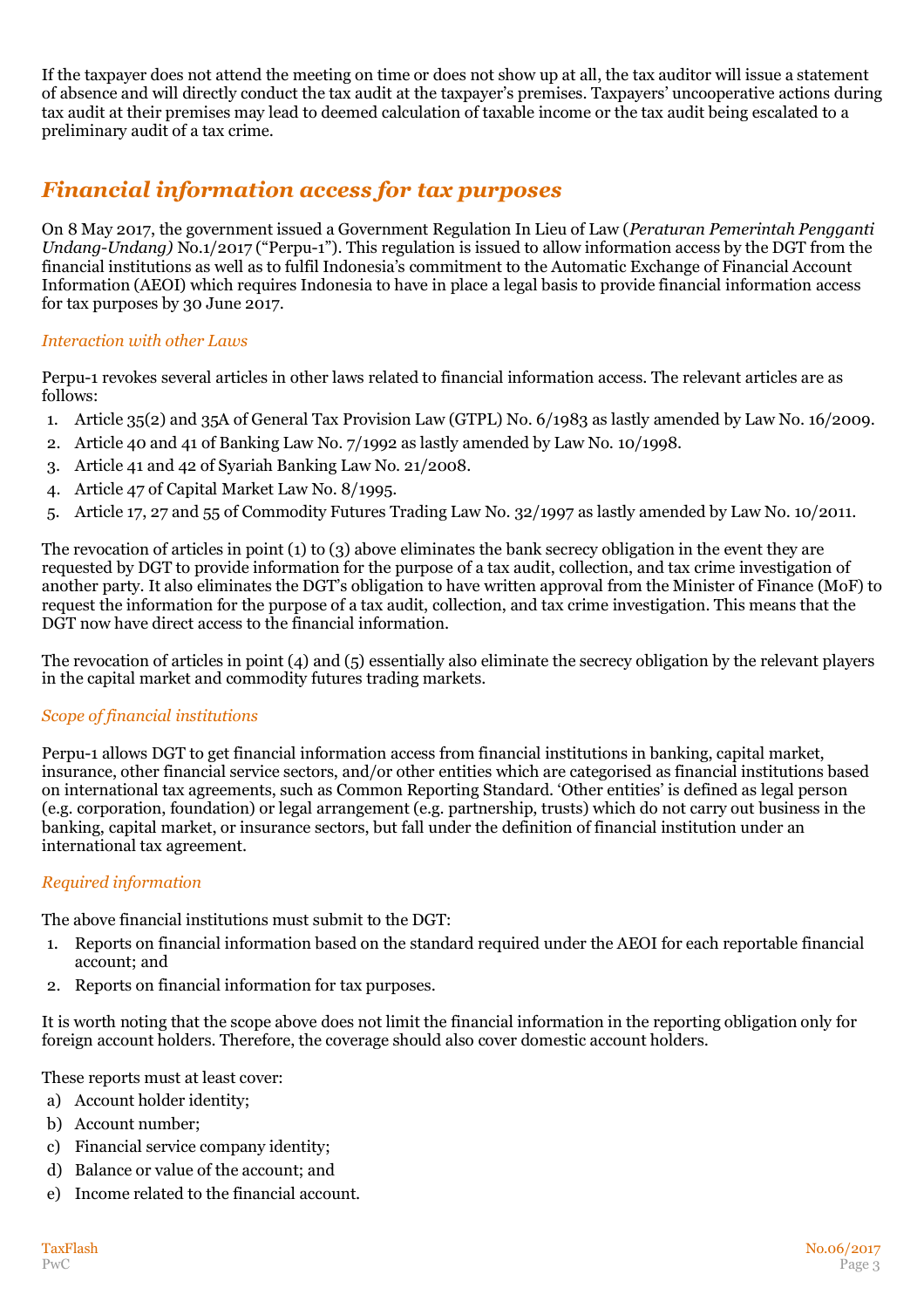If the taxpayer does not attend the meeting on time or does not show up at all, the tax auditor will issue a statement of absence and will directly conduct the tax audit at the taxpayer's premises. Taxpayers' uncooperative actions during tax audit at their premises may lead to deemed calculation of taxable income or the tax audit being escalated to a preliminary audit of a tax crime.

## *Financial information access for tax purposes*

On 8 May 2017, the government issued a Government Regulation In Lieu of Law (*Peraturan Pemerintah Pengganti Undang-Undang)* No.1/2017 ("Perpu-1"). This regulation is issued to allow information access by the DGT from the financial institutions as well as to fulfil Indonesia's commitment to the Automatic Exchange of Financial Account Information (AEOI) which requires Indonesia to have in place a legal basis to provide financial information access for tax purposes by 30 June 2017.

### *Interaction with other Laws*

Perpu-1 revokes several articles in other laws related to financial information access. The relevant articles are as follows:

1. Article 35(2) and 35A of General Tax Provision Law (GTPL) No. 6/1983 as lastly amended by Law No. 16/2009.
2. Article 40 and 41 of Banking Law No. 7/1992 as lastly amended by Law No. 10/1998.
3. Article 41 and 42 of Syariah Banking Law No. 21/2008.
4. Article 47 of Capital Market Law No. 8/1995.
5. Article 17, 27 and 55 of Commodity Futures Trading Law No. 32/1997 as lastly amended by Law No. 10/2011.

The revocation of articles in point (1) to (3) above eliminates the bank secrecy obligation in the event they are requested by DGT to provide information for the purpose of a tax audit, collection, and tax crime investigation of another party. It also eliminates the DGT's obligation to have written approval from the Minister of Finance (MoF) to request the information for the purpose of a tax audit, collection, and tax crime investigation. This means that the DGT now have direct access to the financial information.

The revocation of articles in point (4) and (5) essentially also eliminate the secrecy obligation by the relevant players in the capital market and commodity futures trading markets.

### *Scope of financial institutions*

Perpu-1 allows DGT to get financial information access from financial institutions in banking, capital market, insurance, other financial service sectors, and/or other entities which are categorised as financial institutions based on international tax agreements, such as Common Reporting Standard. 'Other entities' is defined as legal person (e.g. corporation, foundation) or legal arrangement (e.g. partnership, trusts) which do not carry out business in the banking, capital market, or insurance sectors, but fall under the definition of financial institution under an international tax agreement.

### *Required information*

The above financial institutions must submit to the DGT:

1. Reports on financial information based on the standard required under the AEOI for each reportable financial account; and
2. Reports on financial information for tax purposes.

It is worth noting that the scope above does not limit the financial information in the reporting obligation only for foreign account holders. Therefore, the coverage should also cover domestic account holders.

These reports must at least cover:

a) Account holder identity;
b) Account number;
c) Financial service company identity;
d) Balance or value of the account; and
e) Income related to the financial account.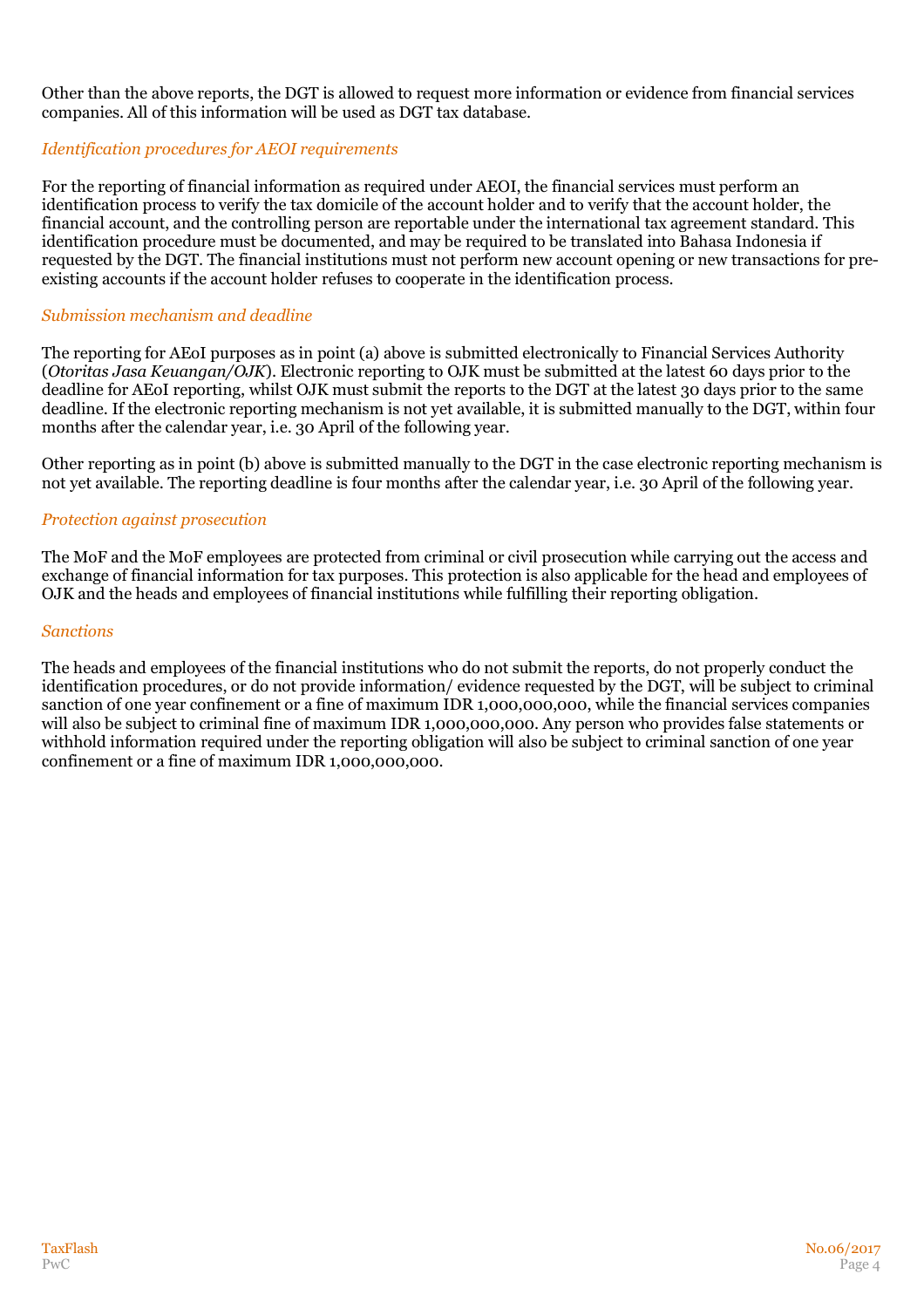Other than the above reports, the DGT is allowed to request more information or evidence from financial services companies. All of this information will be used as DGT tax database.

### *Identification procedures for AEOI requirements*

For the reporting of financial information as required under AEOI, the financial services must perform an identification process to verify the tax domicile of the account holder and to verify that the account holder, the financial account, and the controlling person are reportable under the international tax agreement standard. This identification procedure must be documented, and may be required to be translated into Bahasa Indonesia if requested by the DGT. The financial institutions must not perform new account opening or new transactions for pre-existing accounts if the account holder refuses to cooperate in the identification process.

### *Submission mechanism and deadline*

The reporting for AEoI purposes as in point (a) above is submitted electronically to Financial Services Authority (*Otoritas Jasa Keuangan/OJK*). Electronic reporting to OJK must be submitted at the latest 60 days prior to the deadline for AEoI reporting, whilst OJK must submit the reports to the DGT at the latest 30 days prior to the same deadline. If the electronic reporting mechanism is not yet available, it is submitted manually to the DGT, within four months after the calendar year, i.e. 30 April of the following year.

Other reporting as in point (b) above is submitted manually to the DGT in the case electronic reporting mechanism is not yet available. The reporting deadline is four months after the calendar year, i.e. 30 April of the following year.

### *Protection against prosecution*

The MoF and the MoF employees are protected from criminal or civil prosecution while carrying out the access and exchange of financial information for tax purposes. This protection is also applicable for the head and employees of OJK and the heads and employees of financial institutions while fulfilling their reporting obligation.

### *Sanctions*

The heads and employees of the financial institutions who do not submit the reports, do not properly conduct the identification procedures, or do not provide information/ evidence requested by the DGT, will be subject to criminal sanction of one year confinement or a fine of maximum IDR 1,000,000,000, while the financial services companies will also be subject to criminal fine of maximum IDR 1,000,000,000. Any person who provides false statements or withhold information required under the reporting obligation will also be subject to criminal sanction of one year confinement or a fine of maximum IDR 1,000,000,000.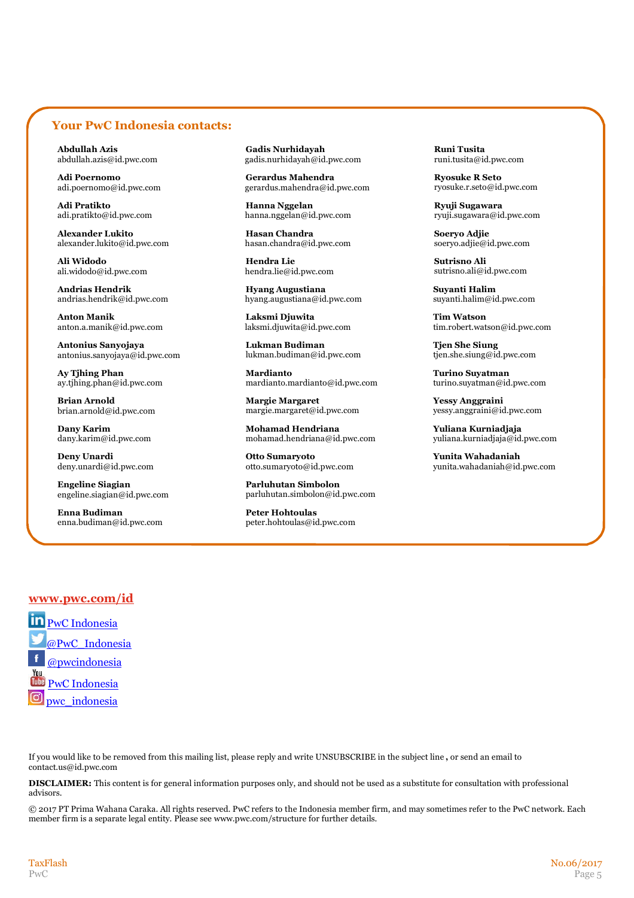## Your PwC Indonesia contacts:

**Abdullah Azis**
abdullah.azis@id.pwc.com

**Adi Poernomo**
adi.poernomo@id.pwc.com

**Adi Pratikto**
adi.pratikto@id.pwc.com

**Alexander Lukito**
alexander.lukito@id.pwc.com

**Ali Widodo**
ali.widodo@id.pwc.com

**Andrias Hendrik**
andrias.hendrik@id.pwc.com

**Anton Manik**
anton.a.manik@id.pwc.com

**Antonius Sanyojaya**
antonius.sanyojaya@id.pwc.com

**Ay Tjhing Phan**
ay.tjhing.phan@id.pwc.com

**Brian Arnold**
brian.arnold@id.pwc.com

**Dany Karim**
dany.karim@id.pwc.com

**Deny Unardi**
deny.unardi@id.pwc.com

**Engeline Siagian**
engeline.siagian@id.pwc.com

**Enna Budiman**
enna.budiman@id.pwc.com

**Gadis Nurhidayah**
gadis.nurhidayah@id.pwc.com

**Gerardus Mahendra**
gerardus.mahendra@id.pwc.com

**Hanna Nggelan**
hanna.nggelan@id.pwc.com

**Hasan Chandra**
hasan.chandra@id.pwc.com

**Hendra Lie**
hendra.lie@id.pwc.com

**Hyang Augustiana**
hyang.augustiana@id.pwc.com

**Laksmi Djuwita**
laksmi.djuwita@id.pwc.com

**Lukman Budiman**
lukman.budiman@id.pwc.com

**Mardianto**
mardianto.mardianto@id.pwc.com

**Margie Margaret**
margie.margaret@id.pwc.com

**Mohamad Hendriana**
mohamad.hendriana@id.pwc.com

**Otto Sumaryoto**
otto.sumaryoto@id.pwc.com

**Parluhutan Simbolon**
parluhutan.simbolon@id.pwc.com

**Peter Hohtoulas**
peter.hohtoulas@id.pwc.com

**Runi Tusita**
runi.tusita@id.pwc.com

**Ryosuke R Seto**
ryosuke.r.seto@id.pwc.com

**Ryuji Sugawara**
ryuji.sugawara@id.pwc.com

**Soeryo Adjie**
soeryo.adjie@id.pwc.com

**Sutrisno Ali**
sutrisno.ali@id.pwc.com

**Suyanti Halim**
suyanti.halim@id.pwc.com

**Tim Watson**
tim.robert.watson@id.pwc.com

**Tjen She Siung**
tjen.she.siung@id.pwc.com

**Turino Suyatman**
turino.suyatman@id.pwc.com

**Yessy Anggraini**
yessy.anggraini@id.pwc.com

**Yuliana Kurniadjaja**
yuliana.kurniadjaja@id.pwc.com

**Yunita Wahadaniah**
yunita.wahadaniah@id.pwc.com

**www.pwc.com/id**

PwC Indonesia

@PwC_Indonesia

@pwcindonesia

PwC Indonesia

pwc_indonesia

If you would like to be removed from this mailing list, please reply and write UNSUBSCRIBE in the subject line, or send an email to contact.us@id.pwc.com

**DISCLAIMER:** This content is for general information purposes only, and should not be used as a substitute for consultation with professional advisors.

© 2017 PT Prima Wahana Caraka. All rights reserved. PwC refers to the Indonesia member firm, and may sometimes refer to the PwC network. Each member firm is a separate legal entity. Please see www.pwc.com/structure for further details.